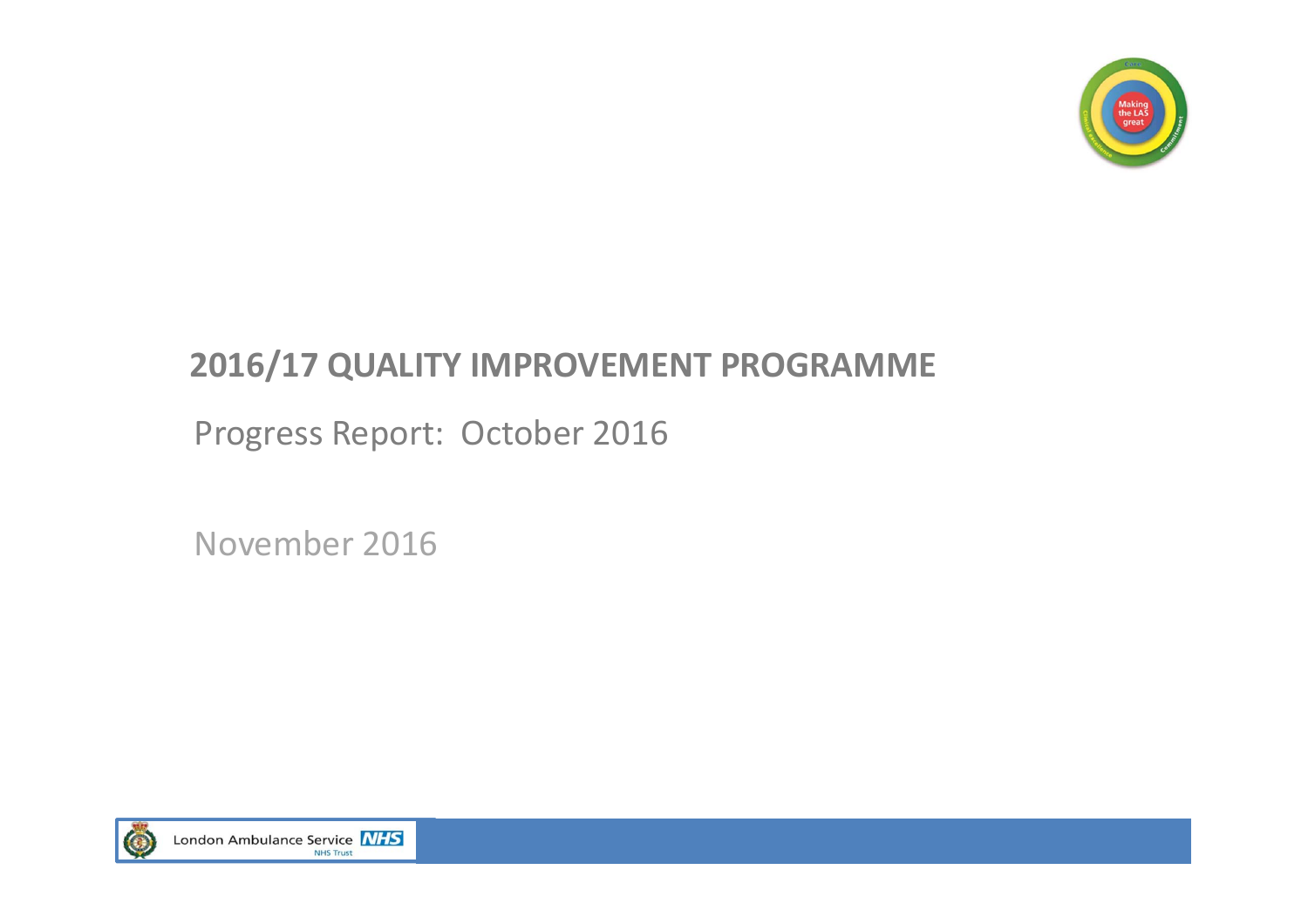# 2016/17 QUALITY IMPROVEMENT PROGRAMME

Progress Report: October 2016

November 2016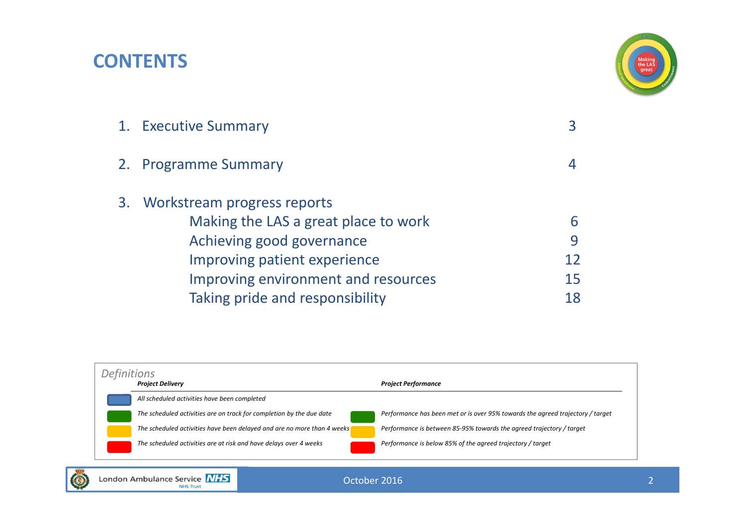# CONTENTS

1. Executive Summary — 3
2. Programme Summary — 4
3. Workstream progress reports
   - Making the LAS a great place to work — 6
   - Achieving good governance — 9
   - Improving patient experience — 12
   - Improving environment and resources — 15
   - Taking pride and responsibility — 18

*Definitions*

| Colour | ***Project Delivery*** | Colour | ***Project Performance*** |
|---|---|---|---|
| Blue | *All scheduled activities have been completed* | | |
| Green | *The scheduled activities are on track for completion by the due date* | Green | *Performance has been met or is over 95% towards the agreed trajectory / target* |
| Amber | *The scheduled activities have been delayed and are no more than 4 weeks* | Amber | *Performance is between 85-95% towards the agreed trajectory / target* |
| Red | *The scheduled activities are at risk and have delays over 4 weeks* | Red | *Performance is below 85% of the agreed trajectory / target* |

October 2016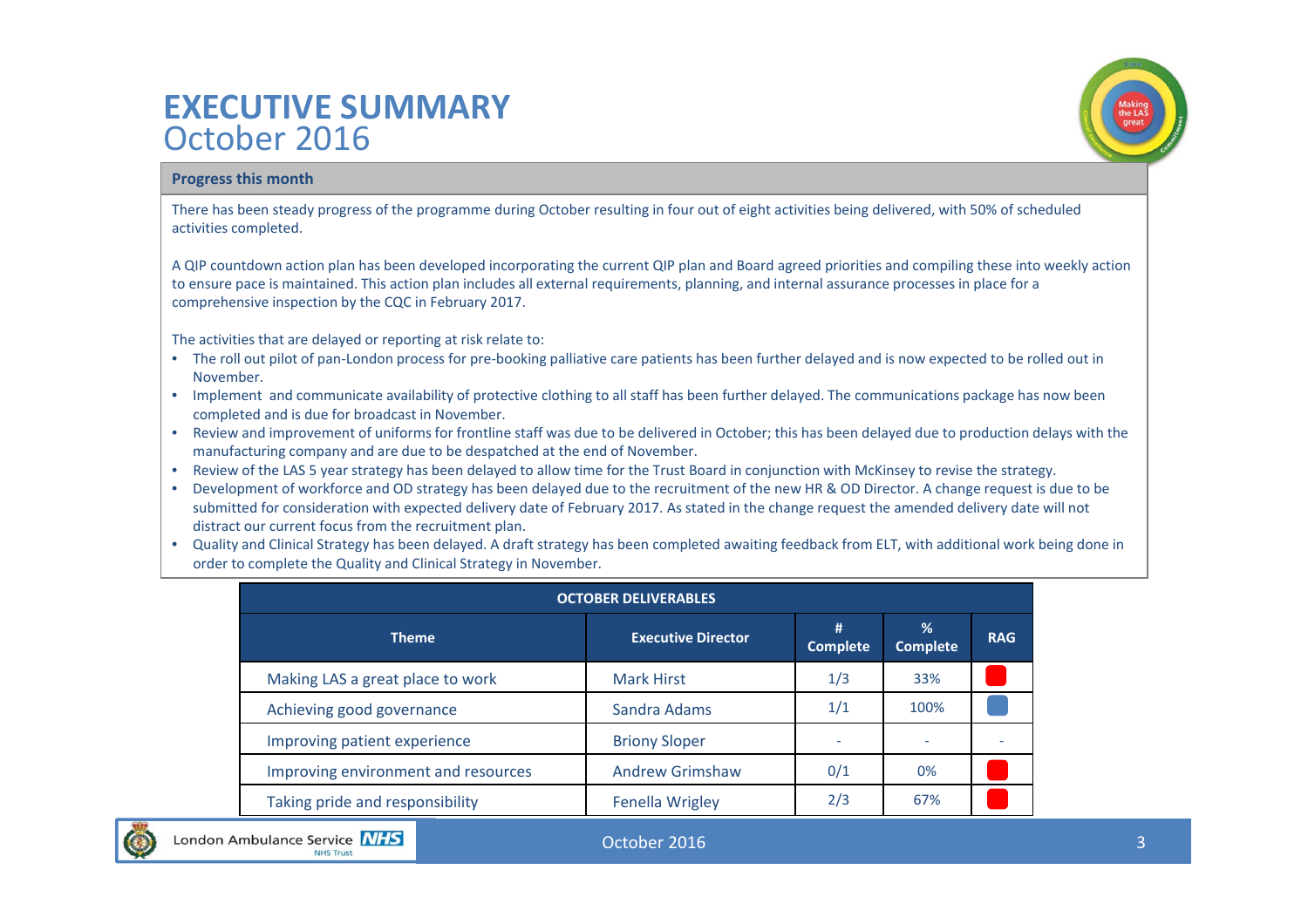# EXECUTIVE SUMMARY
October 2016

**Progress this month**

There has been steady progress of the programme during October resulting in four out of eight activities being delivered, with 50% of scheduled activities completed.

A QIP countdown action plan has been developed incorporating the current QIP plan and Board agreed priorities and compiling these into weekly action to ensure pace is maintained. This action plan includes all external requirements, planning, and internal assurance processes in place for a comprehensive inspection by the CQC in February 2017.

The activities that are delayed or reporting at risk relate to:

- The roll out pilot of pan-London process for pre-booking palliative care patients has been further delayed and is now expected to be rolled out in November.
- Implement and communicate availability of protective clothing to all staff has been further delayed. The communications package has now been completed and is due for broadcast in November.
- Review and improvement of uniforms for frontline staff was due to be delivered in October; this has been delayed due to production delays with the manufacturing company and are due to be despatched at the end of November.
- Review of the LAS 5 year strategy has been delayed to allow time for the Trust Board in conjunction with McKinsey to revise the strategy.
- Development of workforce and OD strategy has been delayed due to the recruitment of the new HR & OD Director. A change request is due to be submitted for consideration with expected delivery date of February 2017. As stated in the change request the amended delivery date will not distract our current focus from the recruitment plan.
- Quality and Clinical Strategy has been delayed. A draft strategy has been completed awaiting feedback from ELT, with additional work being done in order to complete the Quality and Clinical Strategy in November.

| OCTOBER DELIVERABLES | | | | |
|---|---|---|---|---|
| **Theme** | **Executive Director** | **# Complete** | **% Complete** | **RAG** |
| Making LAS a great place to work | Mark Hirst | 1/3 | 33% | Red |
| Achieving good governance | Sandra Adams | 1/1 | 100% | Blue |
| Improving patient experience | Briony Sloper | - | - | - |
| Improving environment and resources | Andrew Grimshaw | 0/1 | 0% | Red |
| Taking pride and responsibility | Fenella Wrigley | 2/3 | 67% | Red |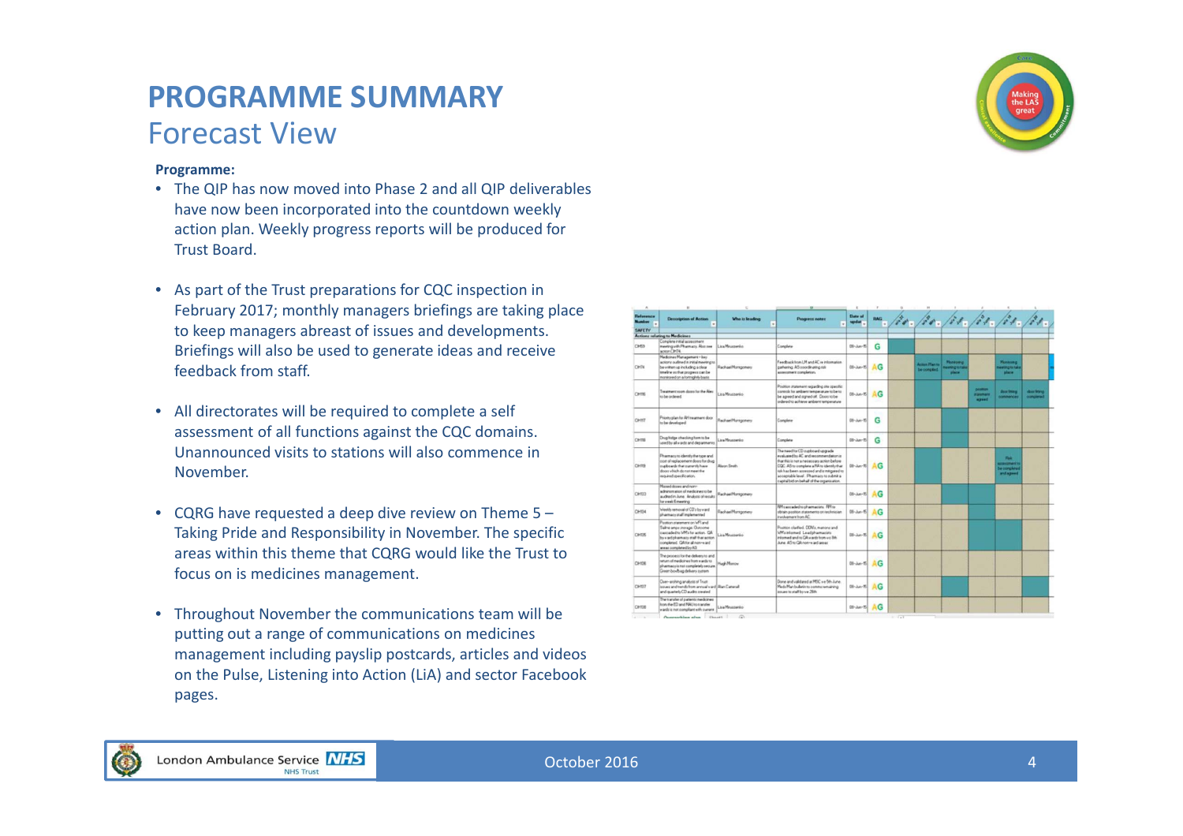# PROGRAMME SUMMARY
## Forecast View

**Programme:**

- The QIP has now moved into Phase 2 and all QIP deliverables have now been incorporated into the countdown weekly action plan. Weekly progress reports will be produced for Trust Board.
- As part of the Trust preparations for CQC inspection in February 2017; monthly managers briefings are taking place to keep managers abreast of issues and developments. Briefings will also be used to generate ideas and receive feedback from staff.
- All directorates will be required to complete a self assessment of all functions against the CQC domains. Unannounced visits to stations will also commence in November.
- CQRG have requested a deep dive review on Theme 5 – Taking Pride and Responsibility in November. The specific areas within this theme that CQRG would like the Trust to focus on is medicines management.
- Throughout November the communications team will be putting out a range of communications on medicines management including payslip postcards, articles and videos on the Pulse, Listening into Action (LiA) and sector Facebook pages.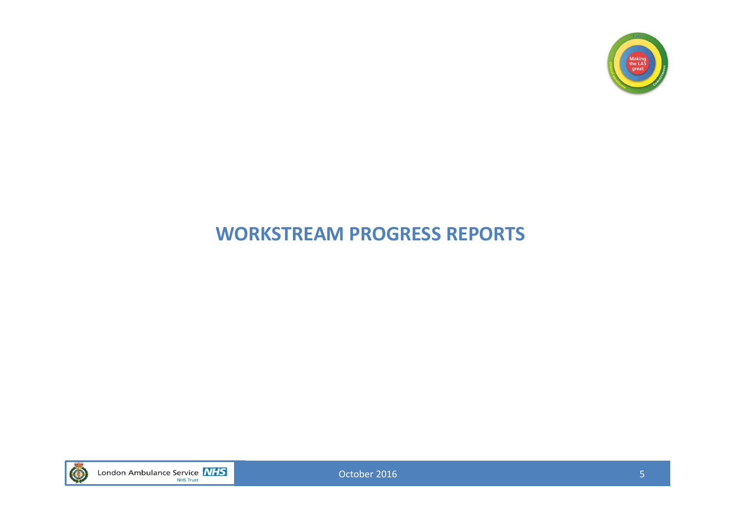# WORKSTREAM PROGRESS REPORTS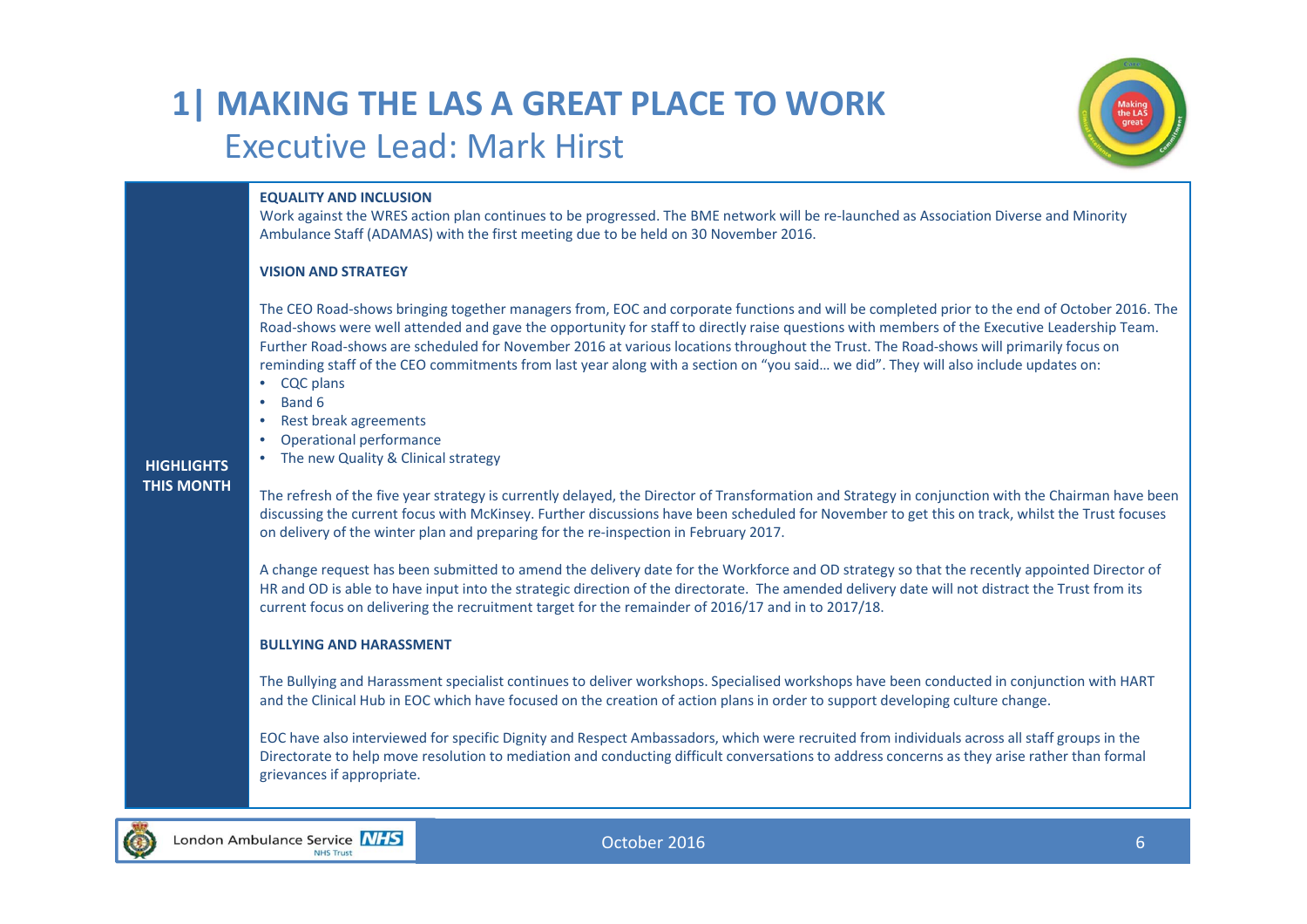# 1| MAKING THE LAS A GREAT PLACE TO WORK

## Executive Lead: Mark Hirst

**HIGHLIGHTS THIS MONTH**

**EQUALITY AND INCLUSION**

Work against the WRES action plan continues to be progressed. The BME network will be re-launched as Association Diverse and Minority Ambulance Staff (ADAMAS) with the first meeting due to be held on 30 November 2016.

**VISION AND STRATEGY**

The CEO Road-shows bringing together managers from, EOC and corporate functions and will be completed prior to the end of October 2016. The Road-shows were well attended and gave the opportunity for staff to directly raise questions with members of the Executive Leadership Team. Further Road-shows are scheduled for November 2016 at various locations throughout the Trust. The Road-shows will primarily focus on reminding staff of the CEO commitments from last year along with a section on "you said… we did". They will also include updates on:

- CQC plans
- Band 6
- Rest break agreements
- Operational performance
- The new Quality & Clinical strategy

The refresh of the five year strategy is currently delayed, the Director of Transformation and Strategy in conjunction with the Chairman have been discussing the current focus with McKinsey. Further discussions have been scheduled for November to get this on track, whilst the Trust focuses on delivery of the winter plan and preparing for the re-inspection in February 2017.

A change request has been submitted to amend the delivery date for the Workforce and OD strategy so that the recently appointed Director of HR and OD is able to have input into the strategic direction of the directorate. The amended delivery date will not distract the Trust from its current focus on delivering the recruitment target for the remainder of 2016/17 and in to 2017/18.

**BULLYING AND HARASSMENT**

The Bullying and Harassment specialist continues to deliver workshops. Specialised workshops have been conducted in conjunction with HART and the Clinical Hub in EOC which have focused on the creation of action plans in order to support developing culture change.

EOC have also interviewed for specific Dignity and Respect Ambassadors, which were recruited from individuals across all staff groups in the Directorate to help move resolution to mediation and conducting difficult conversations to address concerns as they arise rather than formal grievances if appropriate.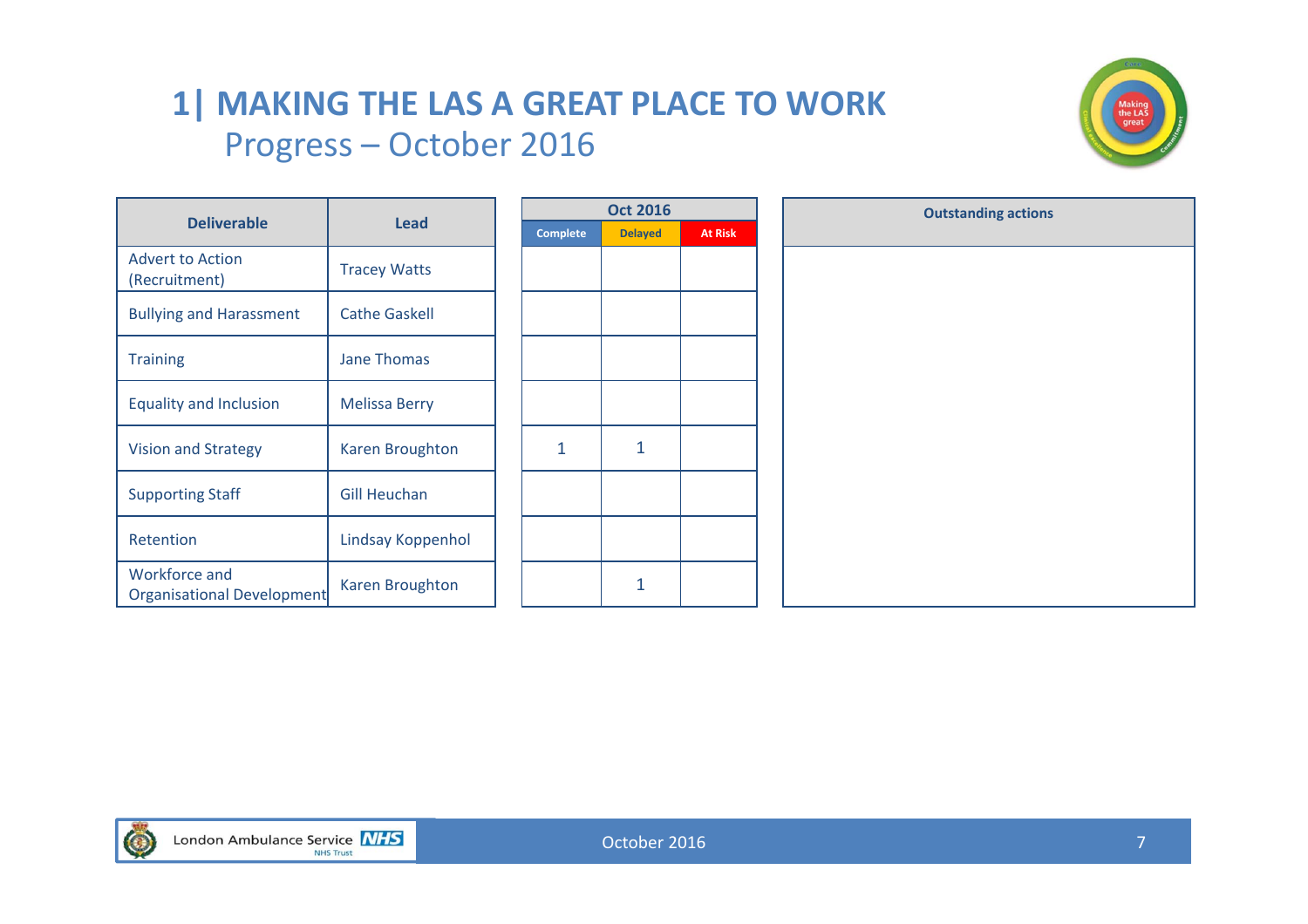# 1| MAKING THE LAS A GREAT PLACE TO WORK

## Progress – October 2016

| Deliverable | Lead | Oct 2016 Complete | Oct 2016 Delayed | Oct 2016 At Risk |
|---|---|---|---|---|
| Advert to Action (Recruitment) | Tracey Watts | | | |
| Bullying and Harassment | Cathe Gaskell | | | |
| Training | Jane Thomas | | | |
| Equality and Inclusion | Melissa Berry | | | |
| Vision and Strategy | Karen Broughton | 1 | 1 | |
| Supporting Staff | Gill Heuchan | | | |
| Retention | Lindsay Koppenhol | | | |
| Workforce and Organisational Development | Karen Broughton | | 1 | |

| Outstanding actions |
|---|
| |

October 2016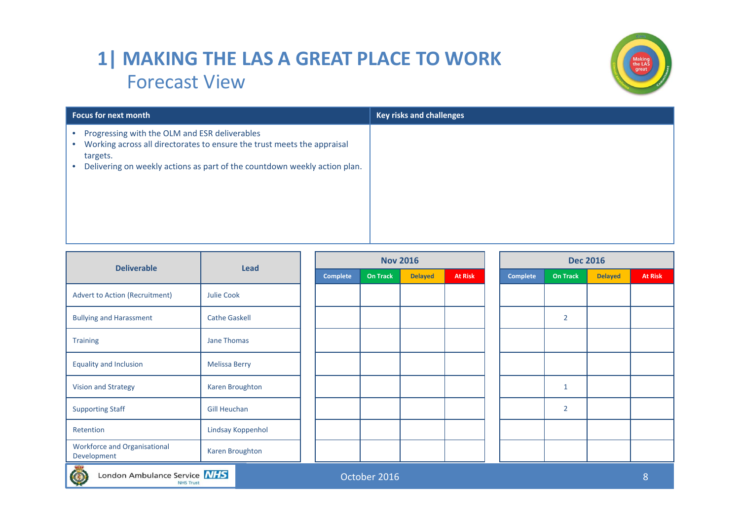# 1| MAKING THE LAS A GREAT PLACE TO WORK

## Forecast View

| Focus for next month | Key risks and challenges |
|---|---|
| • Progressing with the OLM and ESR deliverables<br>• Working across all directorates to ensure the trust meets the appraisal targets.<br>• Delivering on weekly actions as part of the countdown weekly action plan. | |

| Deliverable | Lead | Nov 2016 | | | | Dec 2016 | | | |
|---|---|---|---|---|---|---|---|---|---|
| | | Complete | On Track | Delayed | At Risk | Complete | On Track | Delayed | At Risk |
| Advert to Action (Recruitment) | Julie Cook | | | | | | | | |
| Bullying and Harassment | Cathe Gaskell | | | | | | 2 | | |
| Training | Jane Thomas | | | | | | | | |
| Equality and Inclusion | Melissa Berry | | | | | | | | |
| Vision and Strategy | Karen Broughton | | | | | | 1 | | |
| Supporting Staff | Gill Heuchan | | | | | | 2 | | |
| Retention | Lindsay Koppenhol | | | | | | | | |
| Workforce and Organisational Development | Karen Broughton | | | | | | | | |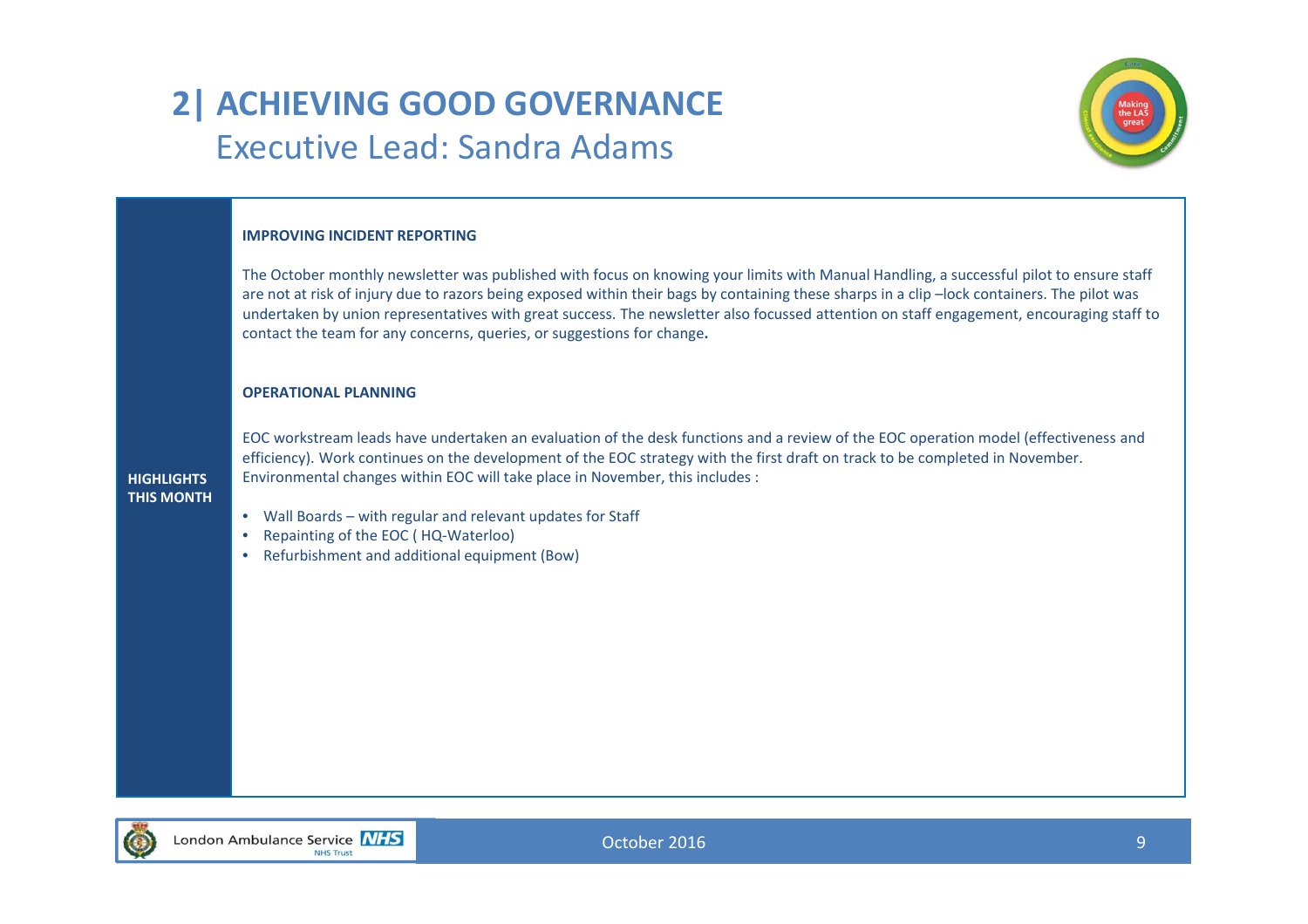# 2| ACHIEVING GOOD GOVERNANCE
## Executive Lead: Sandra Adams

**HIGHLIGHTS THIS MONTH**

**IMPROVING INCIDENT REPORTING**

The October monthly newsletter was published with focus on knowing your limits with Manual Handling, a successful pilot to ensure staff are not at risk of injury due to razors being exposed within their bags by containing these sharps in a clip –lock containers. The pilot was undertaken by union representatives with great success. The newsletter also focussed attention on staff engagement, encouraging staff to contact the team for any concerns, queries, or suggestions for change**.**

**OPERATIONAL PLANNING**

EOC workstream leads have undertaken an evaluation of the desk functions and a review of the EOC operation model (effectiveness and efficiency). Work continues on the development of the EOC strategy with the first draft on track to be completed in November. Environmental changes within EOC will take place in November, this includes :

- Wall Boards – with regular and relevant updates for Staff
- Repainting of the EOC ( HQ-Waterloo)
- Refurbishment and additional equipment (Bow)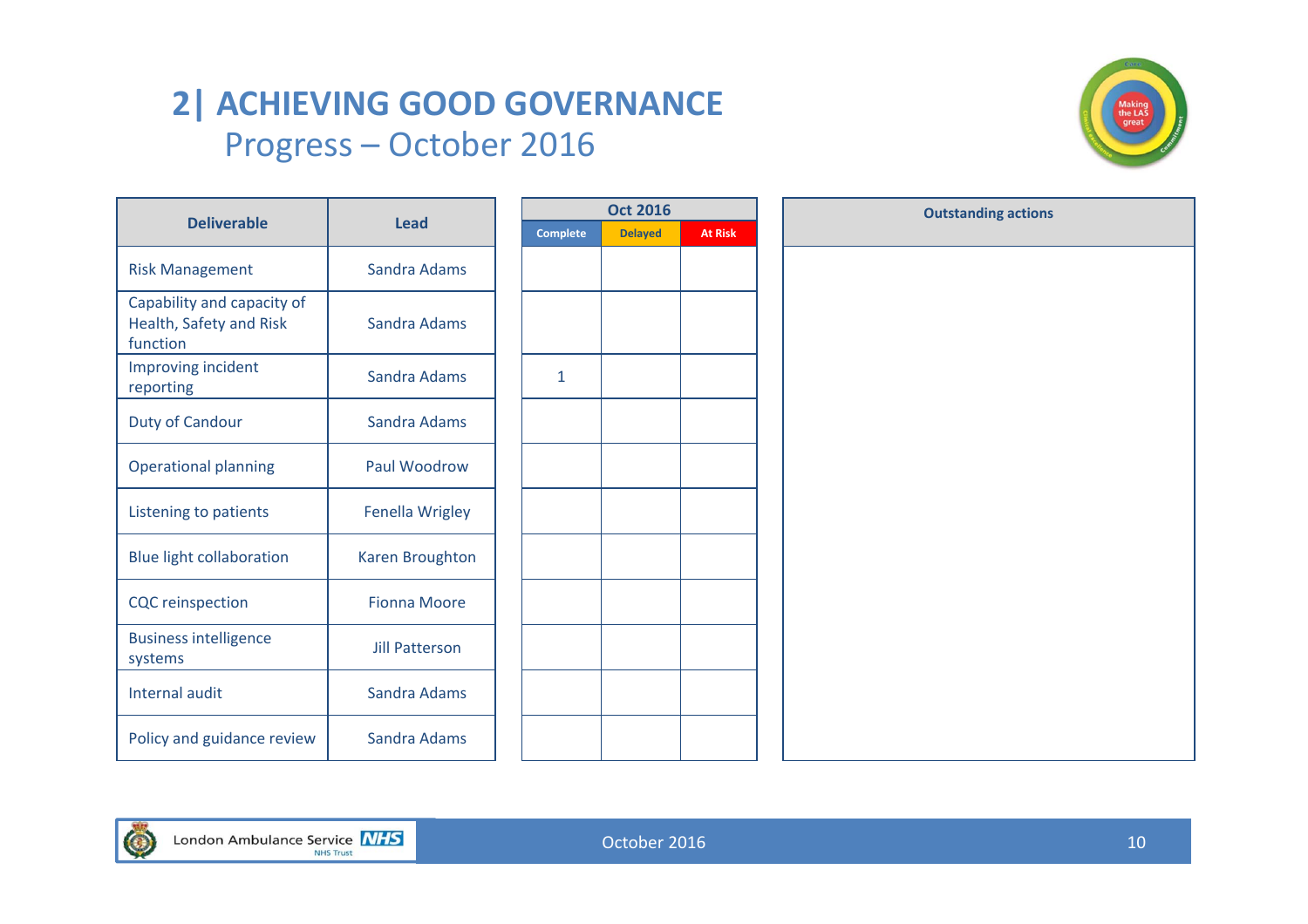# 2| ACHIEVING GOOD GOVERNANCE

## Progress – October 2016

| Deliverable | Lead | Oct 2016 | | | Outstanding actions |
|---|---|---|---|---|---|
| | | Complete | Delayed | At Risk | |
| Risk Management | Sandra Adams | | | | |
| Capability and capacity of Health, Safety and Risk function | Sandra Adams | | | | |
| Improving incident reporting | Sandra Adams | 1 | | | |
| Duty of Candour | Sandra Adams | | | | |
| Operational planning | Paul Woodrow | | | | |
| Listening to patients | Fenella Wrigley | | | | |
| Blue light collaboration | Karen Broughton | | | | |
| CQC reinspection | Fionna Moore | | | | |
| Business intelligence systems | Jill Patterson | | | | |
| Internal audit | Sandra Adams | | | | |
| Policy and guidance review | Sandra Adams | | | | |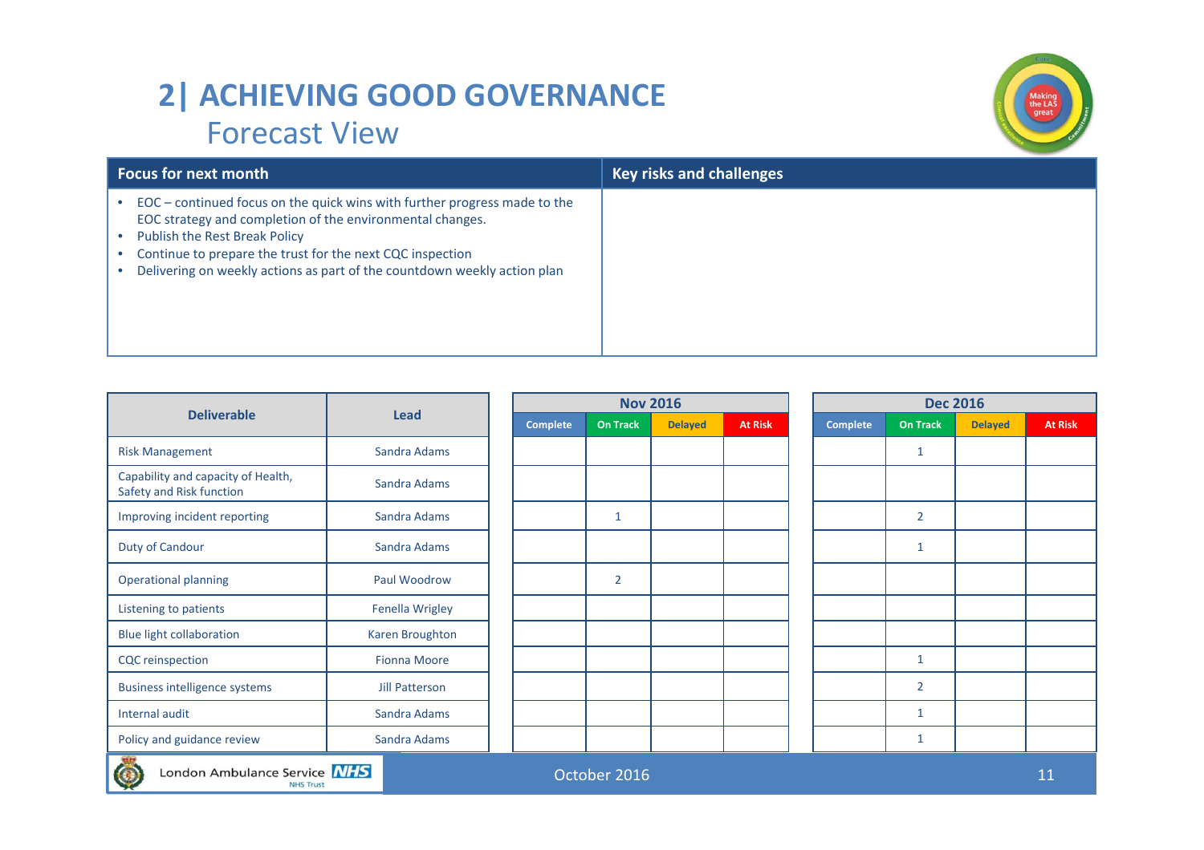# 2| ACHIEVING GOOD GOVERNANCE

## Forecast View

| Focus for next month | Key risks and challenges |
|---|---|
| • EOC – continued focus on the quick wins with further progress made to the EOC strategy and completion of the environmental changes.<br>• Publish the Rest Break Policy<br>• Continue to prepare the trust for the next CQC inspection<br>• Delivering on weekly actions as part of the countdown weekly action plan | |

| Deliverable | Lead | Nov 2016 | | | | Dec 2016 | | | |
|---|---|---|---|---|---|---|---|---|---|
| | | Complete | On Track | Delayed | At Risk | Complete | On Track | Delayed | At Risk |
| Risk Management | Sandra Adams | | | | | | 1 | | |
| Capability and capacity of Health, Safety and Risk function | Sandra Adams | | | | | | | | |
| Improving incident reporting | Sandra Adams | | 1 | | | | 2 | | |
| Duty of Candour | Sandra Adams | | | | | | 1 | | |
| Operational planning | Paul Woodrow | | 2 | | | | | | |
| Listening to patients | Fenella Wrigley | | | | | | | | |
| Blue light collaboration | Karen Broughton | | | | | | | | |
| CQC reinspection | Fionna Moore | | | | | | 1 | | |
| Business intelligence systems | Jill Patterson | | | | | | 2 | | |
| Internal audit | Sandra Adams | | | | | | 1 | | |
| Policy and guidance review | Sandra Adams | | | | | | 1 | | |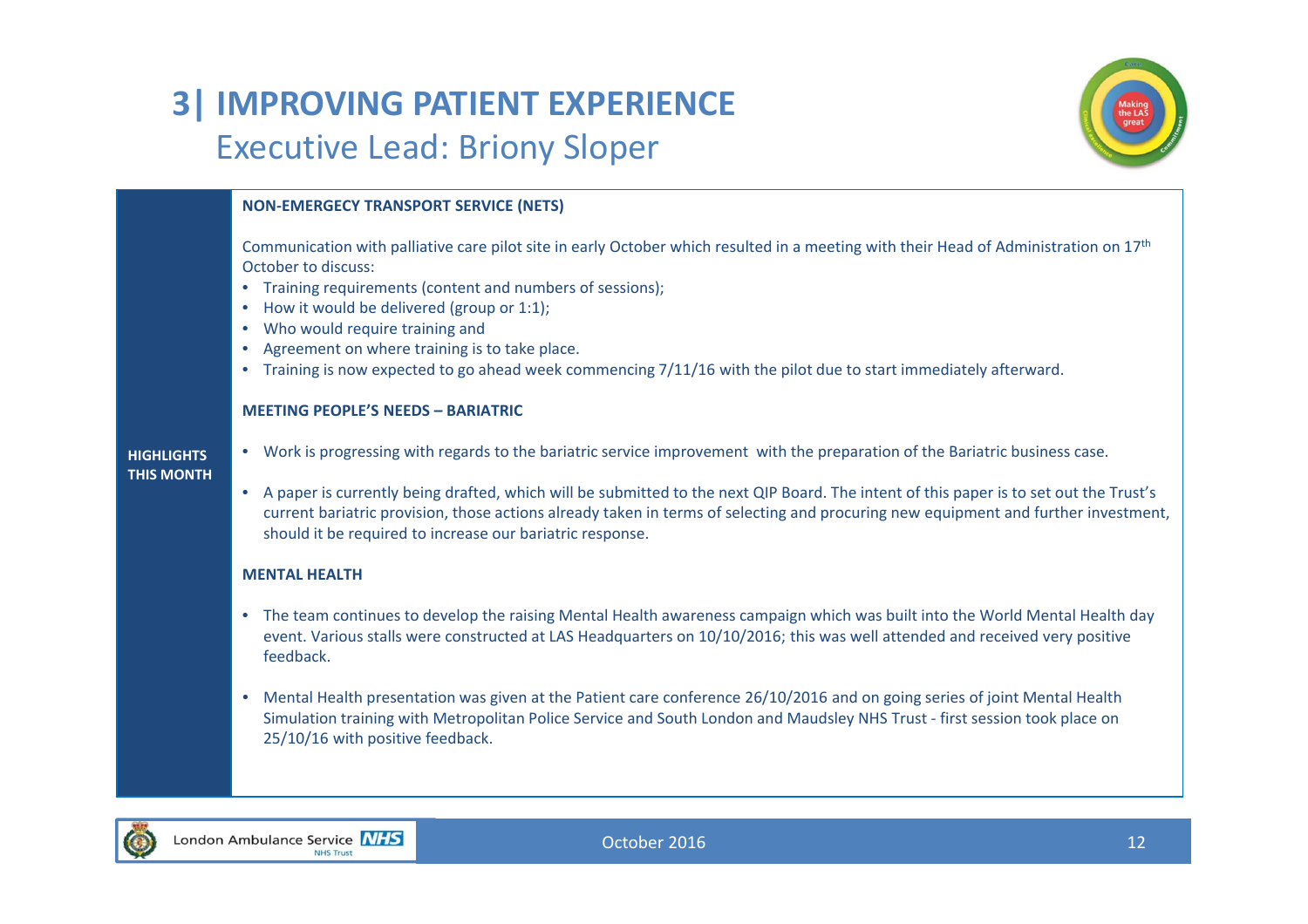# 3| IMPROVING PATIENT EXPERIENCE

## Executive Lead: Briony Sloper

**HIGHLIGHTS THIS MONTH**

**NON-EMERGECY TRANSPORT SERVICE (NETS)**

Communication with palliative care pilot site in early October which resulted in a meeting with their Head of Administration on 17th October to discuss:

- Training requirements (content and numbers of sessions);
- How it would be delivered (group or 1:1);
- Who would require training and
- Agreement on where training is to take place.
- Training is now expected to go ahead week commencing 7/11/16 with the pilot due to start immediately afterward.

**MEETING PEOPLE'S NEEDS – BARIATRIC**

- Work is progressing with regards to the bariatric service improvement with the preparation of the Bariatric business case.
- A paper is currently being drafted, which will be submitted to the next QIP Board. The intent of this paper is to set out the Trust's current bariatric provision, those actions already taken in terms of selecting and procuring new equipment and further investment, should it be required to increase our bariatric response.

**MENTAL HEALTH**

- The team continues to develop the raising Mental Health awareness campaign which was built into the World Mental Health day event. Various stalls were constructed at LAS Headquarters on 10/10/2016; this was well attended and received very positive feedback.
- Mental Health presentation was given at the Patient care conference 26/10/2016 and on going series of joint Mental Health Simulation training with Metropolitan Police Service and South London and Maudsley NHS Trust - first session took place on 25/10/16 with positive feedback.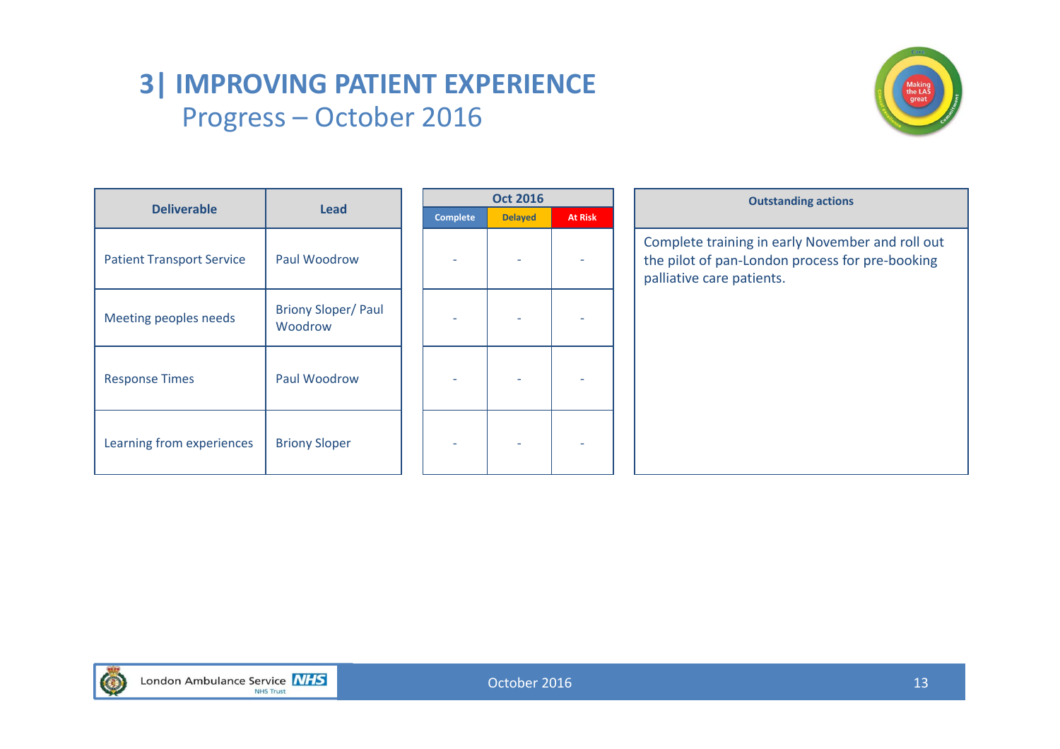# 3| IMPROVING PATIENT EXPERIENCE

## Progress – October 2016

| Deliverable | Lead | Oct 2016 | | |
|---|---|---|---|---|
| | | Complete | Delayed | At Risk |
| Patient Transport Service | Paul Woodrow | - | - | - |
| Meeting peoples needs | Briony Sloper/ Paul Woodrow | - | - | - |
| Response Times | Paul Woodrow | - | - | - |
| Learning from experiences | Briony Sloper | - | - | - |

| Outstanding actions |
|---|
| Complete training in early November and roll out the pilot of pan-London process for pre-booking palliative care patients. |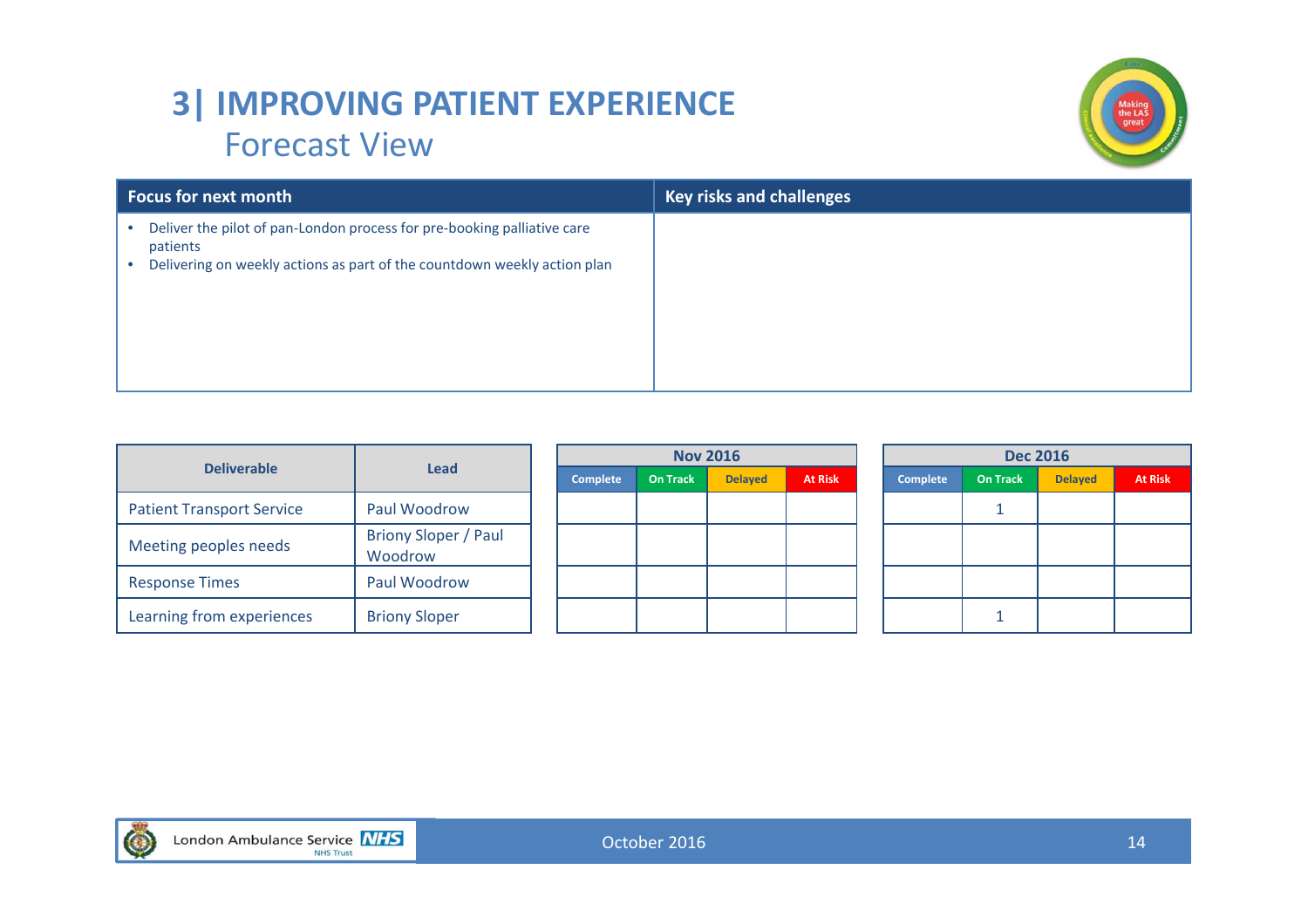# 3| IMPROVING PATIENT EXPERIENCE

## Forecast View

| Focus for next month | Key risks and challenges |
|---|---|
| • Deliver the pilot of pan-London process for pre-booking palliative care patients<br>• Delivering on weekly actions as part of the countdown weekly action plan | |

| Deliverable | Lead | Nov 2016 | | | | Dec 2016 | | | |
|---|---|---|---|---|---|---|---|---|---|
| | | Complete | On Track | Delayed | At Risk | Complete | On Track | Delayed | At Risk |
| Patient Transport Service | Paul Woodrow | | | | | | 1 | | |
| Meeting peoples needs | Briony Sloper / Paul Woodrow | | | | | | | | |
| Response Times | Paul Woodrow | | | | | | | | |
| Learning from experiences | Briony Sloper | | | | | | 1 | | |

October 2016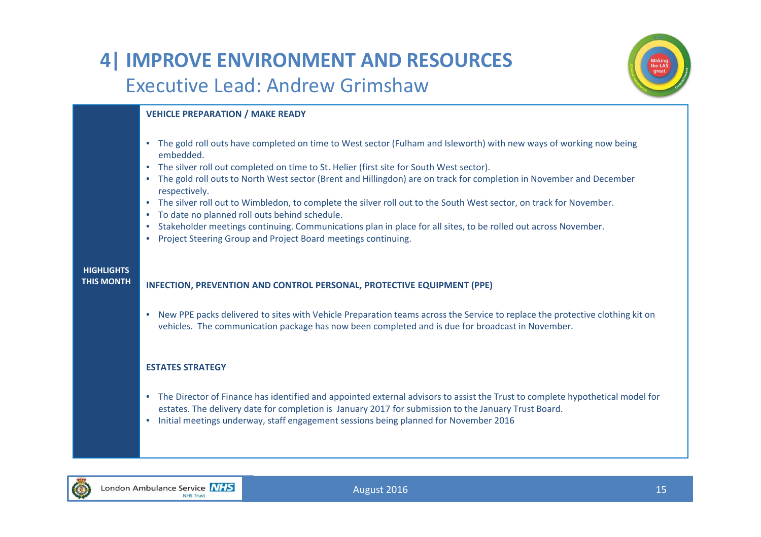# 4| IMPROVE ENVIRONMENT AND RESOURCES

## Executive Lead: Andrew Grimshaw

**HIGHLIGHTS THIS MONTH**

**VEHICLE PREPARATION / MAKE READY**

- The gold roll outs have completed on time to West sector (Fulham and Isleworth) with new ways of working now being embedded.
- The silver roll out completed on time to St. Helier (first site for South West sector).
- The gold roll outs to North West sector (Brent and Hillingdon) are on track for completion in November and December respectively.
- The silver roll out to Wimbledon, to complete the silver roll out to the South West sector, on track for November.
- To date no planned roll outs behind schedule.
- Stakeholder meetings continuing. Communications plan in place for all sites, to be rolled out across November.
- Project Steering Group and Project Board meetings continuing.

**INFECTION, PREVENTION AND CONTROL PERSONAL, PROTECTIVE EQUIPMENT (PPE)**

- New PPE packs delivered to sites with Vehicle Preparation teams across the Service to replace the protective clothing kit on vehicles. The communication package has now been completed and is due for broadcast in November.

**ESTATES STRATEGY**

- The Director of Finance has identified and appointed external advisors to assist the Trust to complete hypothetical model for estates. The delivery date for completion is January 2017 for submission to the January Trust Board.
- Initial meetings underway, staff engagement sessions being planned for November 2016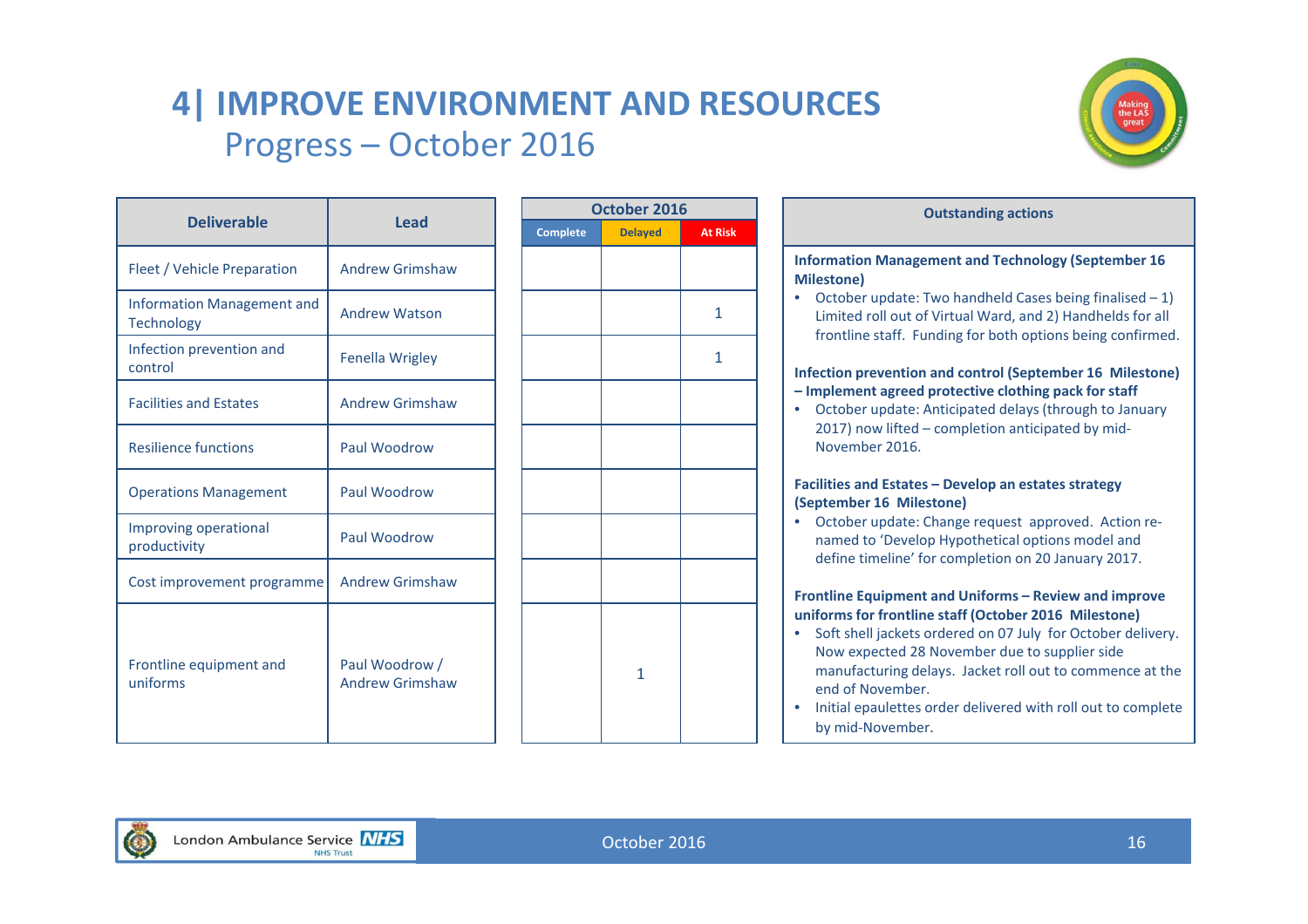# 4| IMPROVE ENVIRONMENT AND RESOURCES

## Progress – October 2016

| Deliverable | Lead | October 2016 | | |
|---|---|---|---|---|
| | | Complete | Delayed | At Risk |
| Fleet / Vehicle Preparation | Andrew Grimshaw | | | |
| Information Management and Technology | Andrew Watson | | | 1 |
| Infection prevention and control | Fenella Wrigley | | | 1 |
| Facilities and Estates | Andrew Grimshaw | | | |
| Resilience functions | Paul Woodrow | | | |
| Operations Management | Paul Woodrow | | | |
| Improving operational productivity | Paul Woodrow | | | |
| Cost improvement programme | Andrew Grimshaw | | | |
| Frontline equipment and uniforms | Paul Woodrow / Andrew Grimshaw | | 1 | |

### Outstanding actions

**Information Management and Technology (September 16 Milestone)**

- October update: Two handheld Cases being finalised – 1) Limited roll out of Virtual Ward, and 2) Handhelds for all frontline staff. Funding for both options being confirmed.

**Infection prevention and control (September 16 Milestone) – Implement agreed protective clothing pack for staff**

- October update: Anticipated delays (through to January 2017) now lifted – completion anticipated by mid-November 2016.

**Facilities and Estates – Develop an estates strategy (September 16 Milestone)**

- October update: Change request approved. Action re-named to 'Develop Hypothetical options model and define timeline' for completion on 20 January 2017.

**Frontline Equipment and Uniforms – Review and improve uniforms for frontline staff (October 2016 Milestone)**

- Soft shell jackets ordered on 07 July for October delivery. Now expected 28 November due to supplier side manufacturing delays. Jacket roll out to commence at the end of November.
- Initial epaulettes order delivered with roll out to complete by mid-November.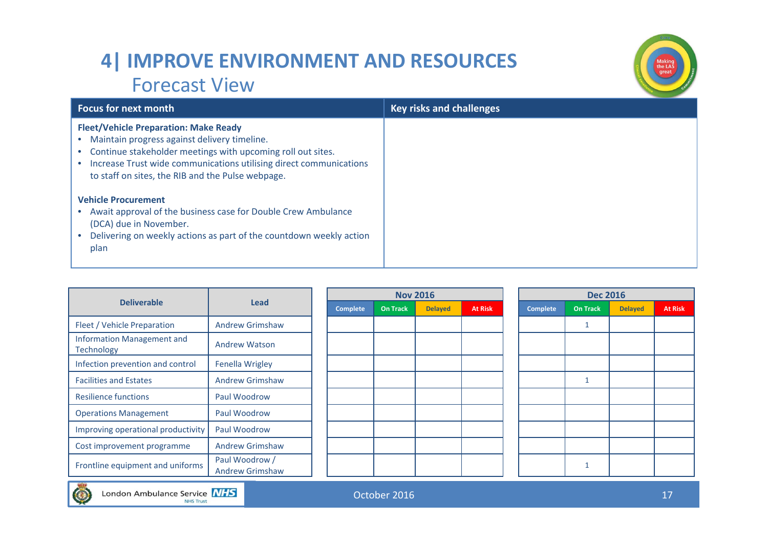# 4| IMPROVE ENVIRONMENT AND RESOURCES

## Forecast View

| Focus for next month | Key risks and challenges |
| --- | --- |
| **Fleet/Vehicle Preparation: Make Ready**<br>• Maintain progress against delivery timeline.<br>• Continue stakeholder meetings with upcoming roll out sites.<br>• Increase Trust wide communications utilising direct communications to staff on sites, the RIB and the Pulse webpage.<br><br>**Vehicle Procurement**<br>• Await approval of the business case for Double Crew Ambulance (DCA) due in November.<br>• Delivering on weekly actions as part of the countdown weekly action plan | |

| Deliverable | Lead | Nov 2016 | | | | Dec 2016 | | | |
| --- | --- | --- | --- | --- | --- | --- | --- | --- | --- |
| | | Complete | On Track | Delayed | At Risk | Complete | On Track | Delayed | At Risk |
| Fleet / Vehicle Preparation | Andrew Grimshaw | | | | | | 1 | | |
| Information Management and Technology | Andrew Watson | | | | | | | | |
| Infection prevention and control | Fenella Wrigley | | | | | | | | |
| Facilities and Estates | Andrew Grimshaw | | | | | | 1 | | |
| Resilience functions | Paul Woodrow | | | | | | | | |
| Operations Management | Paul Woodrow | | | | | | | | |
| Improving operational productivity | Paul Woodrow | | | | | | | | |
| Cost improvement programme | Andrew Grimshaw | | | | | | | | |
| Frontline equipment and uniforms | Paul Woodrow / Andrew Grimshaw | | | | | | 1 | | |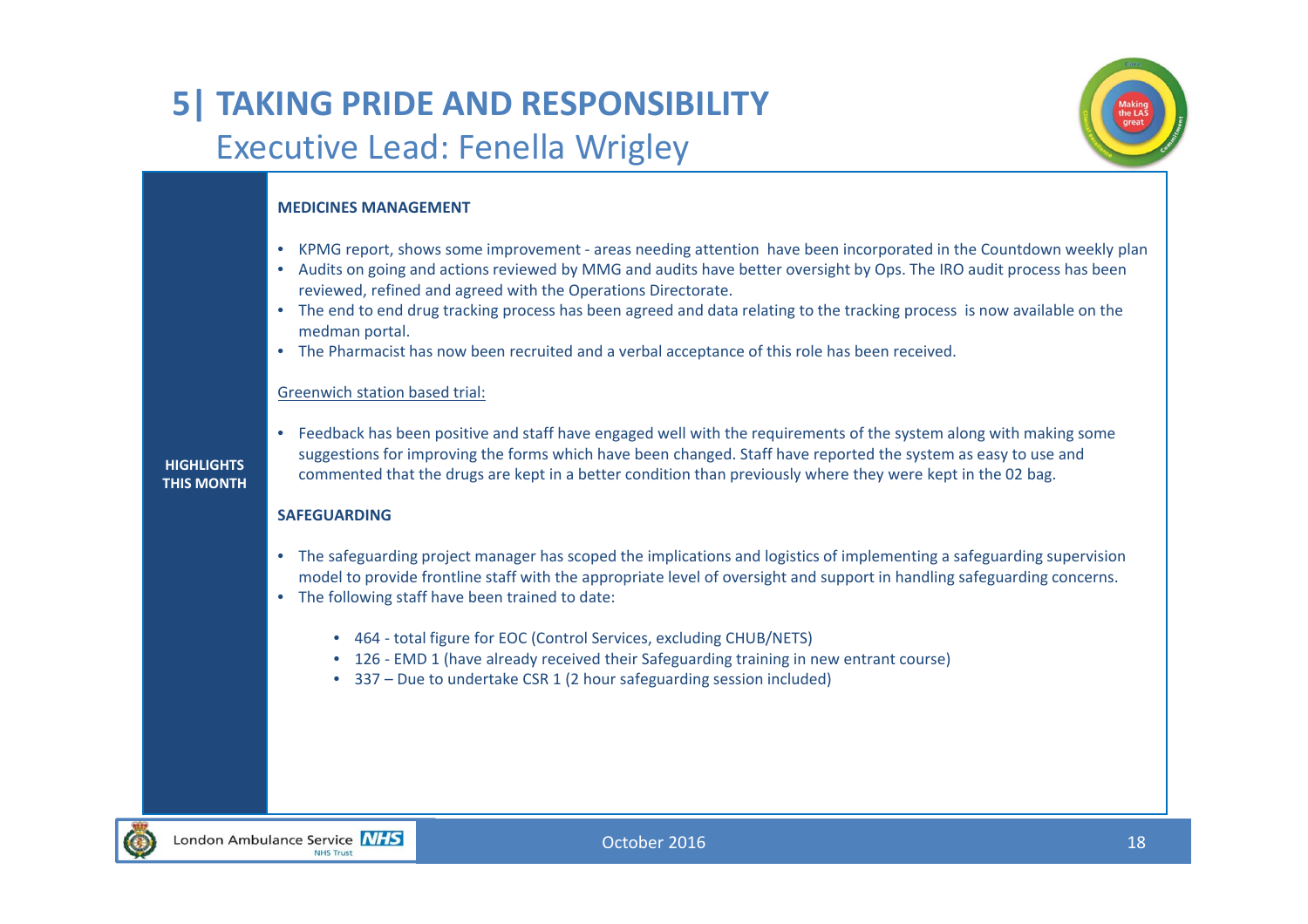# 5| TAKING PRIDE AND RESPONSIBILITY

## Executive Lead: Fenella Wrigley

**HIGHLIGHTS THIS MONTH**

**MEDICINES MANAGEMENT**

- KPMG report, shows some improvement - areas needing attention have been incorporated in the Countdown weekly plan
- Audits on going and actions reviewed by MMG and audits have better oversight by Ops. The IRO audit process has been reviewed, refined and agreed with the Operations Directorate.
- The end to end drug tracking process has been agreed and data relating to the tracking process is now available on the medman portal.
- The Pharmacist has now been recruited and a verbal acceptance of this role has been received.

Greenwich station based trial:

- Feedback has been positive and staff have engaged well with the requirements of the system along with making some suggestions for improving the forms which have been changed. Staff have reported the system as easy to use and commented that the drugs are kept in a better condition than previously where they were kept in the 02 bag.

**SAFEGUARDING**

- The safeguarding project manager has scoped the implications and logistics of implementing a safeguarding supervision model to provide frontline staff with the appropriate level of oversight and support in handling safeguarding concerns.
- The following staff have been trained to date:
  - 464 - total figure for EOC (Control Services, excluding CHUB/NETS)
  - 126 - EMD 1 (have already received their Safeguarding training in new entrant course)
  - 337 – Due to undertake CSR 1 (2 hour safeguarding session included)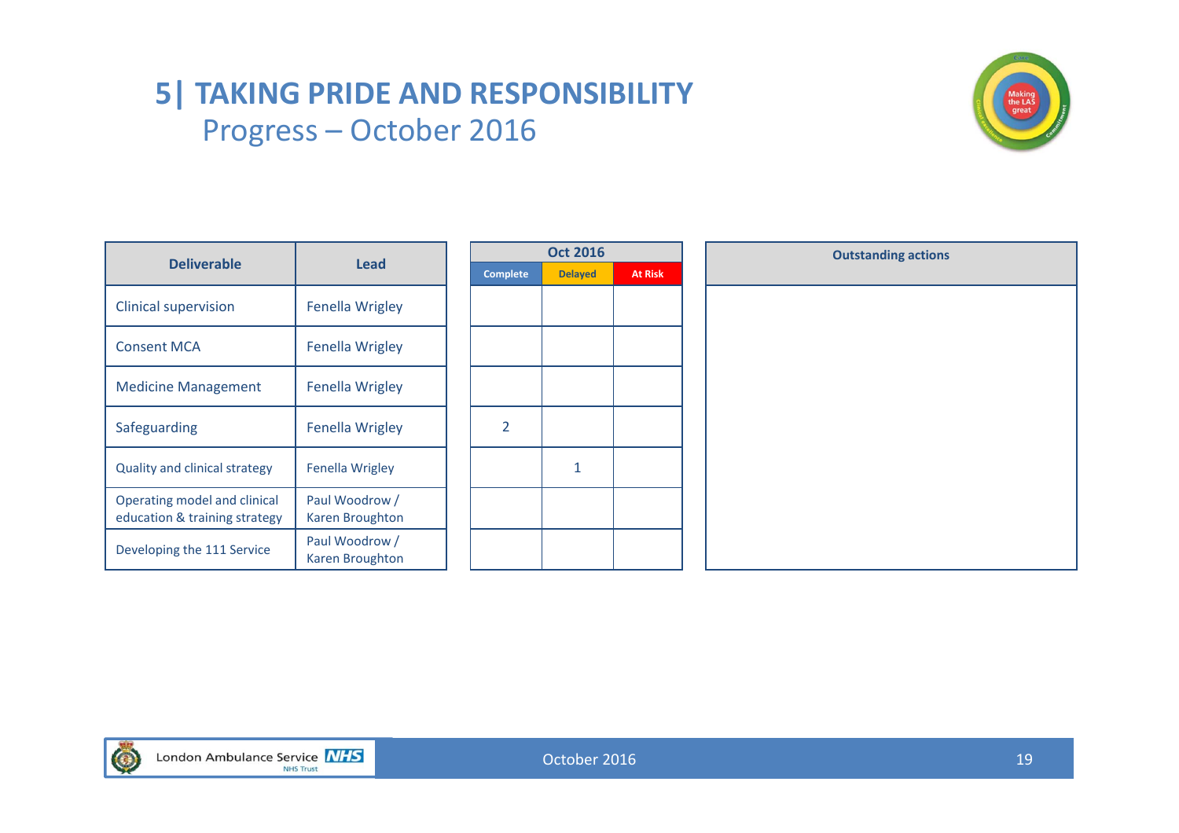# 5| TAKING PRIDE AND RESPONSIBILITY

## Progress – October 2016

| Deliverable | Lead | Oct 2016 | | | Outstanding actions |
|---|---|---|---|---|---|
| | | Complete | Delayed | At Risk | |
| Clinical supervision | Fenella Wrigley | | | | |
| Consent MCA | Fenella Wrigley | | | | |
| Medicine Management | Fenella Wrigley | | | | |
| Safeguarding | Fenella Wrigley | 2 | | | |
| Quality and clinical strategy | Fenella Wrigley | | 1 | | |
| Operating model and clinical education & training strategy | Paul Woodrow / Karen Broughton | | | | |
| Developing the 111 Service | Paul Woodrow / Karen Broughton | | | | |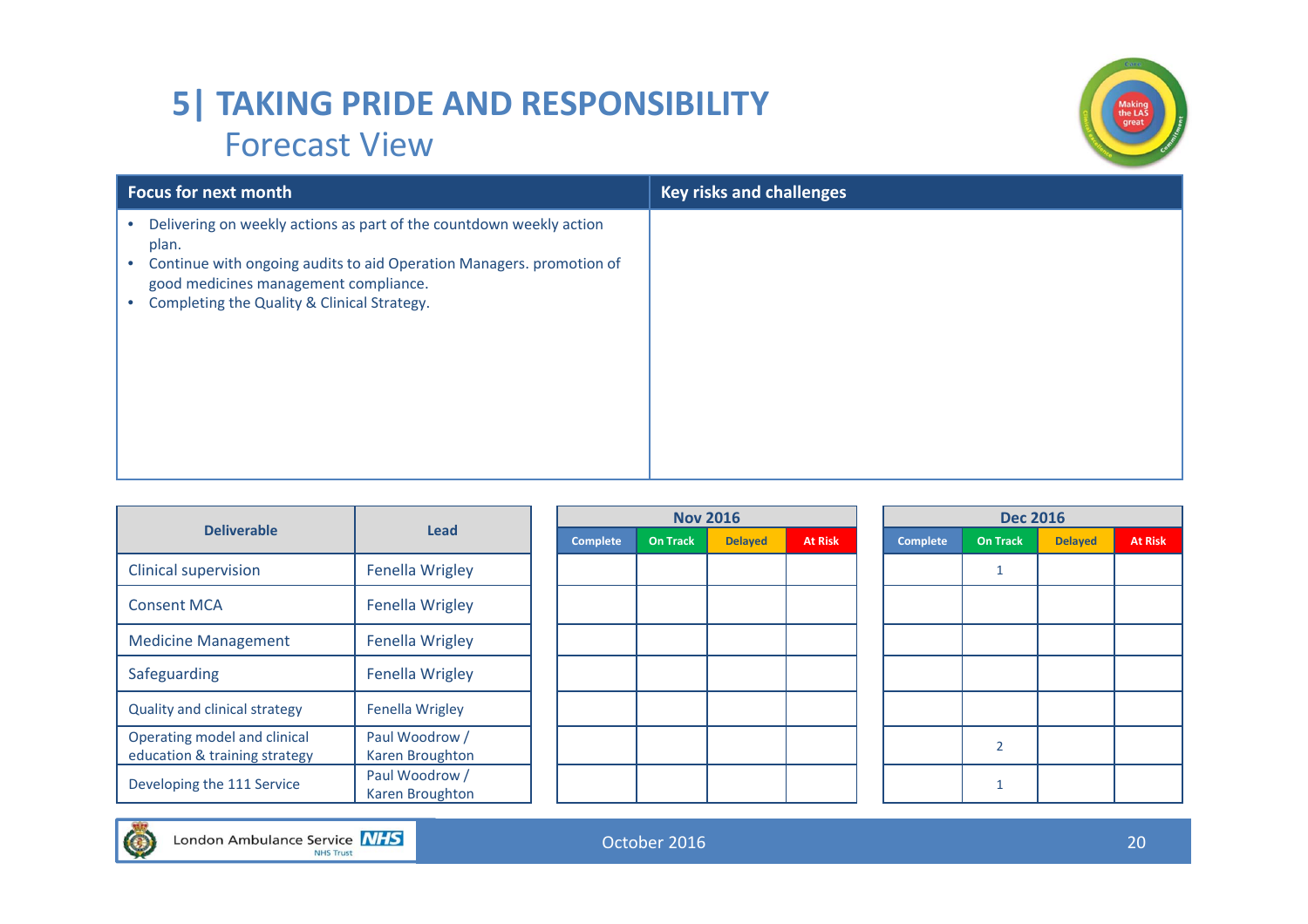# 5| TAKING PRIDE AND RESPONSIBILITY

## Forecast View

| Focus for next month | Key risks and challenges |
|---|---|
| • Delivering on weekly actions as part of the countdown weekly action plan.<br>• Continue with ongoing audits to aid Operation Managers. promotion of good medicines management compliance.<br>• Completing the Quality & Clinical Strategy. | |

| Deliverable | Lead | Nov 2016 | | | | Dec 2016 | | | |
|---|---|---|---|---|---|---|---|---|---|
| | | Complete | On Track | Delayed | At Risk | Complete | On Track | Delayed | At Risk |
| Clinical supervision | Fenella Wrigley | | | | | | 1 | | |
| Consent MCA | Fenella Wrigley | | | | | | | | |
| Medicine Management | Fenella Wrigley | | | | | | | | |
| Safeguarding | Fenella Wrigley | | | | | | | | |
| Quality and clinical strategy | Fenella Wrigley | | | | | | | | |
| Operating model and clinical education & training strategy | Paul Woodrow / Karen Broughton | | | | | | 2 | | |
| Developing the 111 Service | Paul Woodrow / Karen Broughton | | | | | | 1 | | |

London Ambulance Service NHS Trust

October 2016